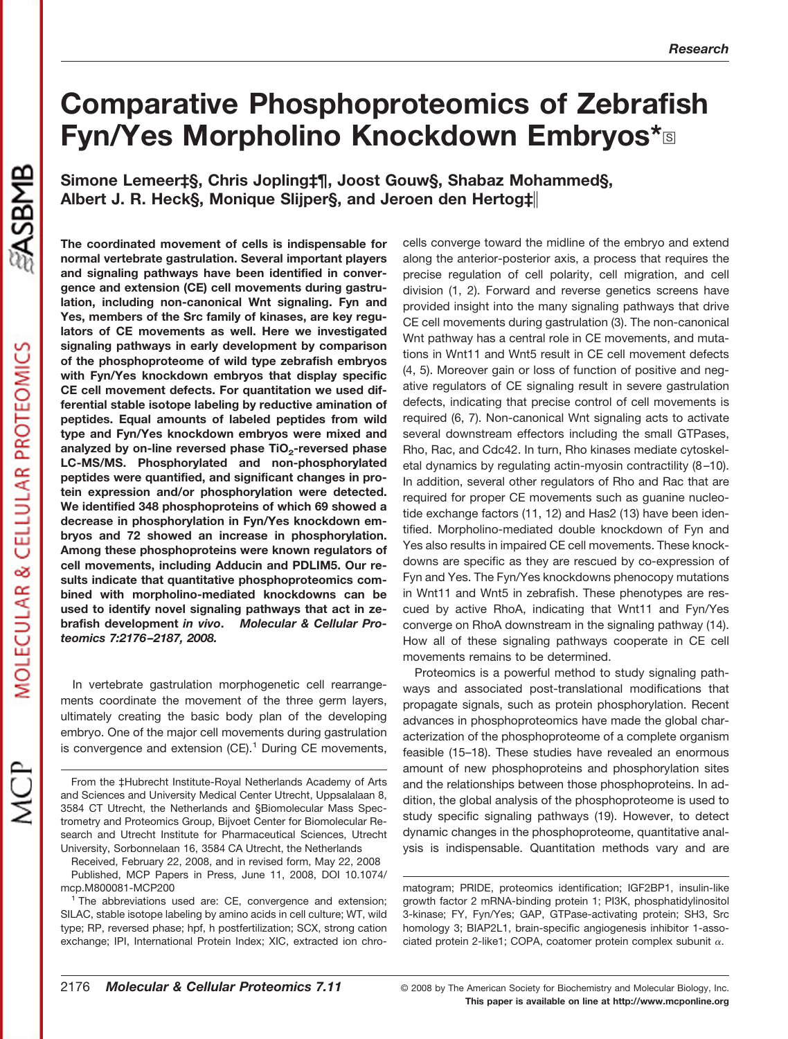# Comparative Phosphoproteomics of Zebrafish Fyn/Yes Morpholino Knockdown Embryos*

**Simone Lemeer‡§, Chris Jopling‡¶, Joost Gouw§, Shabaz Mohammed§, Albert J. R. Heck§, Monique Slijper§, and Jeroen den Hertog‡‖**

**The coordinated movement of cells is indispensable for normal vertebrate gastrulation. Several important players and signaling pathways have been identified in convergence and extension (CE) cell movements during gastrulation, including non-canonical Wnt signaling. Fyn and Yes, members of the Src family of kinases, are key regulators of CE movements as well. Here we investigated signaling pathways in early development by comparison of the phosphoproteome of wild type zebrafish embryos with Fyn/Yes knockdown embryos that display specific CE cell movement defects. For quantitation we used differential stable isotope labeling by reductive amination of peptides. Equal amounts of labeled peptides from wild type and Fyn/Yes knockdown embryos were mixed and analyzed by on-line reversed phase $TiO_2$-reversed phase LC-MS/MS. Phosphorylated and non-phosphorylated peptides were quantified, and significant changes in protein expression and/or phosphorylation were detected. We identified 348 phosphoproteins of which 69 showed a decrease in phosphorylation in Fyn/Yes knockdown embryos and 72 showed an increase in phosphorylation. Among these phosphoproteins were known regulators of cell movements, including Adducin and PDLIM5. Our results indicate that quantitative phosphoproteomics combined with morpholino-mediated knockdowns can be used to identify novel signaling pathways that act in zebrafish development *in vivo*.** ***Molecular & Cellular Proteomics 7:2176–2187, 2008.***

In vertebrate gastrulation morphogenetic cell rearrangements coordinate the movement of the three germ layers, ultimately creating the basic body plan of the developing embryo. One of the major cell movements during gastrulation is convergence and extension (CE).[1] During CE movements, cells converge toward the midline of the embryo and extend along the anterior-posterior axis, a process that requires the precise regulation of cell polarity, cell migration, and cell division (1, 2). Forward and reverse genetics screens have provided insight into the many signaling pathways that drive CE cell movements during gastrulation (3). The non-canonical Wnt pathway has a central role in CE movements, and mutations in Wnt11 and Wnt5 result in CE cell movement defects (4, 5). Moreover gain or loss of function of positive and negative regulators of CE signaling result in severe gastrulation defects, indicating that precise control of cell movements is required (6, 7). Non-canonical Wnt signaling acts to activate several downstream effectors including the small GTPases, Rho, Rac, and Cdc42. In turn, Rho kinases mediate cytoskeletal dynamics by regulating actin-myosin contractility (8–10). In addition, several other regulators of Rho and Rac that are required for proper CE movements such as guanine nucleotide exchange factors (11, 12) and Has2 (13) have been identified. Morpholino-mediated double knockdown of Fyn and Yes also results in impaired CE cell movements. These knockdowns are specific as they are rescued by co-expression of Fyn and Yes. The Fyn/Yes knockdowns phenocopy mutations in Wnt11 and Wnt5 in zebrafish. These phenotypes are rescued by active RhoA, indicating that Wnt11 and Fyn/Yes converge on RhoA downstream in the signaling pathway (14). How all of these signaling pathways cooperate in CE cell movements remains to be determined.

Proteomics is a powerful method to study signaling pathways and associated post-translational modifications that propagate signals, such as protein phosphorylation. Recent advances in phosphoproteomics have made the global characterization of the phosphoproteome of a complete organism feasible (15–18). These studies have revealed an enormous amount of new phosphoproteins and phosphorylation sites and the relationships between those phosphoproteins. In addition, the global analysis of the phosphoproteome is used to study specific signaling pathways (19). However, to detect dynamic changes in the phosphoproteome, quantitative analysis is indispensable. Quantitation methods vary and are

---

From the ‡Hubrecht Institute-Royal Netherlands Academy of Arts and Sciences and University Medical Center Utrecht, Uppsalalaan 8, 3584 CT Utrecht, the Netherlands and §Biomolecular Mass Spectrometry and Proteomics Group, Bijvoet Center for Biomolecular Research and Utrecht Institute for Pharmaceutical Sciences, Utrecht University, Sorbonnelaan 16, 3584 CA Utrecht, the Netherlands

Received, February 22, 2008, and in revised form, May 22, 2008

Published, MCP Papers in Press, June 11, 2008, DOI 10.1074/mcp.M800081-MCP200

[1] The abbreviations used are: CE, convergence and extension; SILAC, stable isotope labeling by amino acids in cell culture; WT, wild type; RP, reversed phase; hpf, h postfertilization; SCX, strong cation exchange; IPI, International Protein Index; XIC, extracted ion chromatogram; PRIDE, proteomics identification; IGF2BP1, insulin-like growth factor 2 mRNA-binding protein 1; PI3K, phosphatidylinositol 3-kinase; FY, Fyn/Yes; GAP, GTPase-activating protein; SH3, Src homology 3; BIAP2L1, brain-specific angiogenesis inhibitor 1-associated protein 2-like1; COPA, coatomer protein complex subunit α.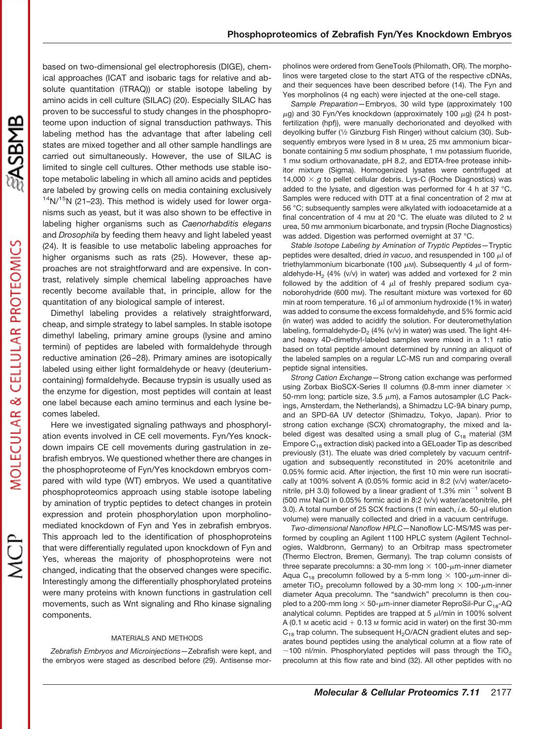based on two-dimensional gel electrophoresis (DIGE), chemical approaches (ICAT and isobaric tags for relative and absolute quantitation (iTRAQ)) or stable isotope labeling by amino acids in cell culture (SILAC) (20). Especially SILAC has proven to be successful to study changes in the phosphoproteome upon induction of signal transduction pathways. This labeling method has the advantage that after labeling cell states are mixed together and all other sample handlings are carried out simultaneously. However, the use of SILAC is limited to single cell cultures. Other methods use stable isotope metabolic labeling in which all amino acids and peptides are labeled by growing cells on media containing exclusively $^{14}N/^{15}N$ (21–23). This method is widely used for lower organisms such as yeast, but it was also shown to be effective in labeling higher organisms such as *Caenorhabditis elegans* and *Drosophila* by feeding them heavy and light labeled yeast (24). It is feasible to use metabolic labeling approaches for higher organisms such as rats (25). However, these approaches are not straightforward and are expensive. In contrast, relatively simple chemical labeling approaches have recently become available that, in principle, allow for the quantitation of any biological sample of interest.

Dimethyl labeling provides a relatively straightforward, cheap, and simple strategy to label samples. In stable isotope dimethyl labeling, primary amine groups (lysine and amino termini) of peptides are labeled with formaldehyde through reductive amination (26–28). Primary amines are isotopically labeled using either light formaldehyde or heavy (deuterium-containing) formaldehyde. Because trypsin is usually used as the enzyme for digestion, most peptides will contain at least one label because each amino terminus and each lysine becomes labeled.

Here we investigated signaling pathways and phosphorylation events involved in CE cell movements. Fyn/Yes knockdown impairs CE cell movements during gastrulation in zebrafish embryos. We questioned whether there are changes in the phosphoproteome of Fyn/Yes knockdown embryos compared with wild type (WT) embryos. We used a quantitative phosphoproteomics approach using stable isotope labeling by amination of tryptic peptides to detect changes in protein expression and protein phosphorylation upon morpholino-mediated knockdown of Fyn and Yes in zebrafish embryos. This approach led to the identification of phosphoproteins that were differentially regulated upon knockdown of Fyn and Yes, whereas the majority of phosphoproteins were not changed, indicating that the observed changes were specific. Interestingly among the differentially phosphorylated proteins were many proteins with known functions in gastrulation cell movements, such as Wnt signaling and Rho kinase signaling components.

## MATERIALS AND METHODS

*Zebrafish Embryos and Microinjections*—Zebrafish were kept, and the embryos were staged as described before (29). Antisense morpholinos were ordered from GeneTools (Philomath, OR). The morpholinos were targeted close to the start ATG of the respective cDNAs, and their sequences have been described before (14). The Fyn and Yes morpholinos (4 ng each) were injected at the one-cell stage.

*Sample Preparation*—Embryos, 30 wild type (approximately 100 $\mu$g) and 30 Fyn/Yes knockdown (approximately 100 $\mu$g) (24 h post-fertilization (hpf)), were manually dechorionated and deyolked with deyolking buffer (½ Ginzburg Fish Ringer) without calcium (30). Subsequently embryos were lysed in 8 M urea, 25 mM ammonium bicarbonate containing 5 mM sodium phosphate, 1 mM potassium fluoride, 1 mM sodium orthovanadate, pH 8.2, and EDTA-free protease inhibitor mixture (Sigma). Homogenized lysates were centrifuged at 14,000 × *g* to pellet cellular debris. Lys-C (Roche Diagnostics) was added to the lysate, and digestion was performed for 4 h at 37 °C. Samples were reduced with DTT at a final concentration of 2 mM at 56 °C; subsequently samples were alkylated with iodoacetamide at a final concentration of 4 mM at 20 °C. The eluate was diluted to 2 M urea, 50 mM ammonium bicarbonate, and trypsin (Roche Diagnostics) was added. Digestion was performed overnight at 37 °C.

*Stable Isotope Labeling by Amination of Tryptic Peptides*—Tryptic peptides were desalted, dried *in vacuo*, and resuspended in 100 $\mu$l of triethylammonium bicarbonate (100 $\mu$M). Subsequently 4 $\mu$l of formaldehyde-$H_2$ (4% (v/v) in water) was added and vortexed for 2 min followed by the addition of 4 $\mu$l of freshly prepared sodium cyanoborohydride (600 mM). The resultant mixture was vortexed for 60 min at room temperature. 16 $\mu$l of ammonium hydroxide (1% in water) was added to consume the excess formaldehyde, and 5% formic acid (in water) was added to acidify the solution. For deuteromethylation labeling, formaldehyde-$D_2$ (4% (v/v) in water) was used. The light 4H- and heavy 4D-dimethyl-labeled samples were mixed in a 1:1 ratio based on total peptide amount determined by running an aliquot of the labeled samples on a regular LC-MS run and comparing overall peptide signal intensities.

*Strong Cation Exchange*—Strong cation exchange was performed using Zorbax BioSCX-Series II columns (0.8-mm inner diameter × 50-mm long; particle size, 3.5 $\mu$m), a Famos autosampler (LC Packings, Amsterdam, the Netherlands), a Shimadzu LC-9A binary pump, and an SPD-6A UV detector (Shimadzu, Tokyo, Japan). Prior to strong cation exchange (SCX) chromatography, the mixed and labeled digest was desalted using a small plug of $C_{18}$ material (3M Empore $C_{18}$ extraction disk) packed into a GELoader Tip as described previously (31). The eluate was dried completely by vacuum centrifugation and subsequently reconstituted in 20% acetonitrile and 0.05% formic acid. After injection, the first 10 min were run isocratically at 100% solvent A (0.05% formic acid in 8:2 (v/v) water/acetonitrile, pH 3.0) followed by a linear gradient of 1.3% min$^{-1}$ solvent B (500 mM NaCl in 0.05% formic acid in 8:2 (v/v) water/acetonitrile, pH 3.0). A total number of 25 SCX fractions (1 min each, *i.e.* 50-$\mu$l elution volume) were manually collected and dried in a vacuum centrifuge.

*Two-dimensional Nanoflow HPLC*—Nanoflow LC-MS/MS was performed by coupling an Agilent 1100 HPLC system (Agilent Technologies, Waldbronn, Germany) to an Orbitrap mass spectrometer (Thermo Electron, Bremen, Germany). The trap column consists of three separate precolumns: a 30-mm long × 100-$\mu$m-inner diameter Aqua $C_{18}$ precolumn followed by a 5-mm long × 100-$\mu$m-inner diameter $TiO_2$ precolumn followed by a 30-mm long × 100-$\mu$m-inner diameter Aqua precolumn. The "sandwich" precolumn is then coupled to a 200-mm long × 50-$\mu$m-inner diameter ReproSil-Pur $C_{18}$-AQ analytical column. Peptides are trapped at 5 $\mu$l/min in 100% solvent A (0.1 M acetic acid + 0.13 M formic acid in water) on the first 30-mm $C_{18}$ trap column. The subsequent $H_2O$/ACN gradient elutes and separates bound peptides using the analytical column at a flow rate of ~100 nl/min. Phosphorylated peptides will pass through the $TiO_2$ precolumn at this flow rate and bind (32). All other peptides with no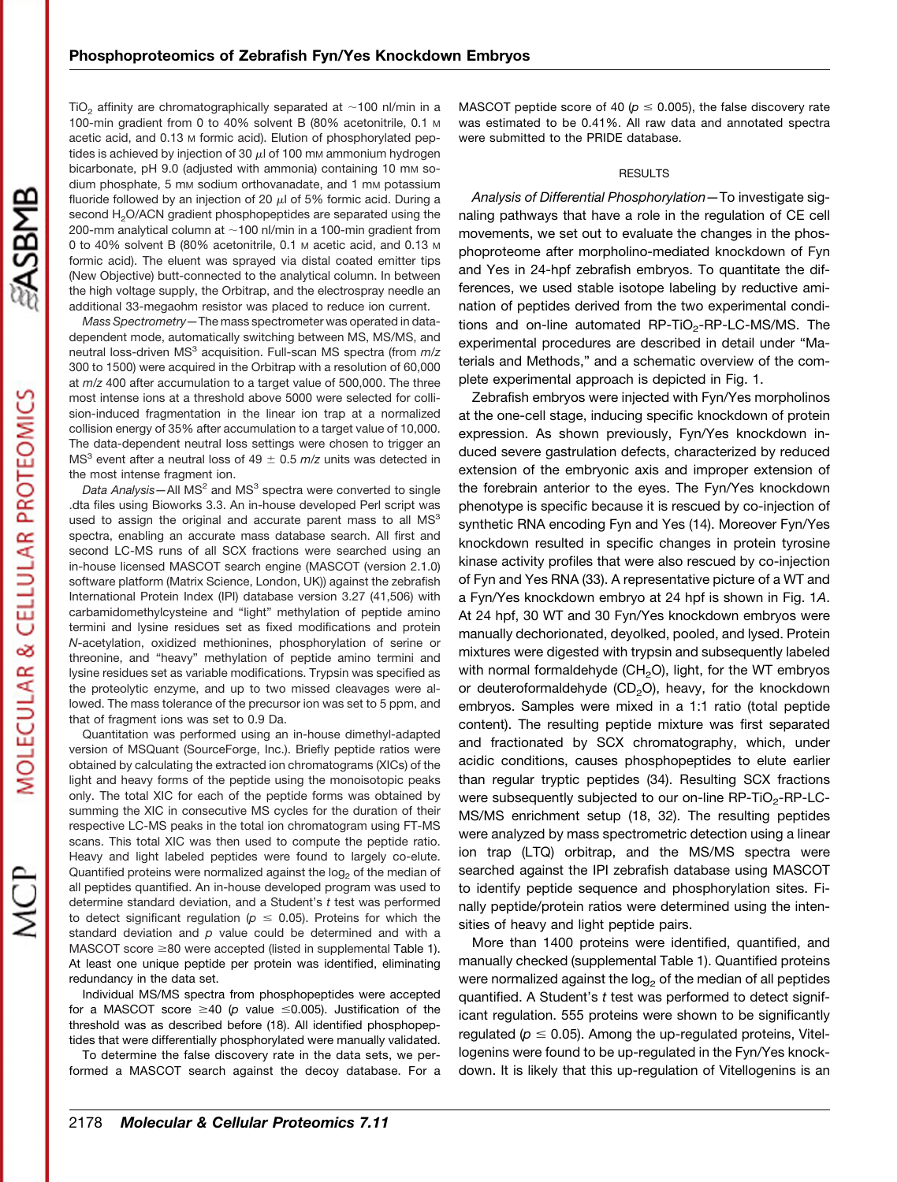$TiO_2$ affinity are chromatographically separated at ~100 nl/min in a 100-min gradient from 0 to 40% solvent B (80% acetonitrile, 0.1 M acetic acid, and 0.13 M formic acid). Elution of phosphorylated peptides is achieved by injection of 30 $\mu$l of 100 mM ammonium hydrogen bicarbonate, pH 9.0 (adjusted with ammonia) containing 10 mM sodium phosphate, 5 mM sodium orthovanadate, and 1 mM potassium fluoride followed by an injection of 20 $\mu$l of 5% formic acid. During a second $H_2O$/ACN gradient phosphopeptides are separated using the 200-mm analytical column at ~100 nl/min in a 100-min gradient from 0 to 40% solvent B (80% acetonitrile, 0.1 M acetic acid, and 0.13 M formic acid). The eluent was sprayed via distal coated emitter tips (New Objective) butt-connected to the analytical column. In between the high voltage supply, the Orbitrap, and the electrospray needle an additional 33-megaohm resistor was placed to reduce ion current.

*Mass Spectrometry*—The mass spectrometer was operated in data-dependent mode, automatically switching between MS, MS/MS, and neutral loss-driven $MS^3$ acquisition. Full-scan MS spectra (from $m/z$ 300 to 1500) were acquired in the Orbitrap with a resolution of 60,000 at $m/z$ 400 after accumulation to a target value of 500,000. The three most intense ions at a threshold above 5000 were selected for collision-induced fragmentation in the linear ion trap at a normalized collision energy of 35% after accumulation to a target value of 10,000. The data-dependent neutral loss settings were chosen to trigger an $MS^3$ event after a neutral loss of 49 $\pm$ 0.5 $m/z$ units was detected in the most intense fragment ion.

*Data Analysis*—All $MS^2$ and $MS^3$ spectra were converted to single .dta files using Bioworks 3.3. An in-house developed Perl script was used to assign the original and accurate parent mass to all $MS^3$ spectra, enabling an accurate mass database search. All first and second LC-MS runs of all SCX fractions were searched using an in-house licensed MASCOT search engine (MASCOT (version 2.1.0) software platform (Matrix Science, London, UK)) against the zebrafish International Protein Index (IPI) database version 3.27 (41,506) with carbamidomethylcysteine and "light" methylation of peptide amino termini and lysine residues set as fixed modifications and protein *N*-acetylation, oxidized methionines, phosphorylation of serine or threonine, and "heavy" methylation of peptide amino termini and lysine residues set as variable modifications. Trypsin was specified as the proteolytic enzyme, and up to two missed cleavages were allowed. The mass tolerance of the precursor ion was set to 5 ppm, and that of fragment ions was set to 0.9 Da.

Quantitation was performed using an in-house dimethyl-adapted version of MSQuant (SourceForge, Inc.). Briefly peptide ratios were obtained by calculating the extracted ion chromatograms (XICs) of the light and heavy forms of the peptide using the monoisotopic peaks only. The total XIC for each of the peptide forms was obtained by summing the XIC in consecutive MS cycles for the duration of their respective LC-MS peaks in the total ion chromatogram using FT-MS scans. This total XIC was then used to compute the peptide ratio. Heavy and light labeled peptides were found to largely co-elute. Quantified proteins were normalized against the $\log_2$ of the median of all peptides quantified. An in-house developed program was used to determine standard deviation, and a Student's *t* test was performed to detect significant regulation ($p \leq 0.05$). Proteins for which the standard deviation and *p* value could be determined and with a MASCOT score ≥80 were accepted (listed in supplemental Table 1). At least one unique peptide per protein was identified, eliminating redundancy in the data set.

Individual MS/MS spectra from phosphopeptides were accepted for a MASCOT score ≥40 (*p* value ≤0.005). Justification of the threshold was as described before (18). All identified phosphopeptides that were differentially phosphorylated were manually validated.

To determine the false discovery rate in the data sets, we performed a MASCOT search against the decoy database. For a MASCOT peptide score of 40 ($p \leq 0.005$), the false discovery rate was estimated to be 0.41%. All raw data and annotated spectra were submitted to the PRIDE database.

## RESULTS

*Analysis of Differential Phosphorylation*—To investigate signaling pathways that have a role in the regulation of CE cell movements, we set out to evaluate the changes in the phosphoproteome after morpholino-mediated knockdown of Fyn and Yes in 24-hpf zebrafish embryos. To quantitate the differences, we used stable isotope labeling by reductive amination of peptides derived from the two experimental conditions and on-line automated RP-$TiO_2$-RP-LC-MS/MS. The experimental procedures are described in detail under "Materials and Methods," and a schematic overview of the complete experimental approach is depicted in Fig. 1.

Zebrafish embryos were injected with Fyn/Yes morpholinos at the one-cell stage, inducing specific knockdown of protein expression. As shown previously, Fyn/Yes knockdown induced severe gastrulation defects, characterized by reduced extension of the embryonic axis and improper extension of the forebrain anterior to the eyes. The Fyn/Yes knockdown phenotype is specific because it is rescued by co-injection of synthetic RNA encoding Fyn and Yes (14). Moreover Fyn/Yes knockdown resulted in specific changes in protein tyrosine kinase activity profiles that were also rescued by co-injection of Fyn and Yes RNA (33). A representative picture of a WT and a Fyn/Yes knockdown embryo at 24 hpf is shown in Fig. 1*A*. At 24 hpf, 30 WT and 30 Fyn/Yes knockdown embryos were manually dechorionated, deyolked, pooled, and lysed. Protein mixtures were digested with trypsin and subsequently labeled with normal formaldehyde ($CH_2O$), light, for the WT embryos or deuteroformaldehyde ($CD_2O$), heavy, for the knockdown embryos. Samples were mixed in a 1:1 ratio (total peptide content). The resulting peptide mixture was first separated and fractionated by SCX chromatography, which, under acidic conditions, causes phosphopeptides to elute earlier than regular tryptic peptides (34). Resulting SCX fractions were subsequently subjected to our on-line RP-$TiO_2$-RP-LC-MS/MS enrichment setup (18, 32). The resulting peptides were analyzed by mass spectrometric detection using a linear ion trap (LTQ) orbitrap, and the MS/MS spectra were searched against the IPI zebrafish database using MASCOT to identify peptide sequence and phosphorylation sites. Finally peptide/protein ratios were determined using the intensities of heavy and light peptide pairs.

More than 1400 proteins were identified, quantified, and manually checked (supplemental Table 1). Quantified proteins were normalized against the $\log_2$ of the median of all peptides quantified. A Student's *t* test was performed to detect significant regulation. 555 proteins were shown to be significantly regulated ($p \leq 0.05$). Among the up-regulated proteins, Vitellogenins were found to be up-regulated in the Fyn/Yes knockdown. It is likely that this up-regulation of Vitellogenins is an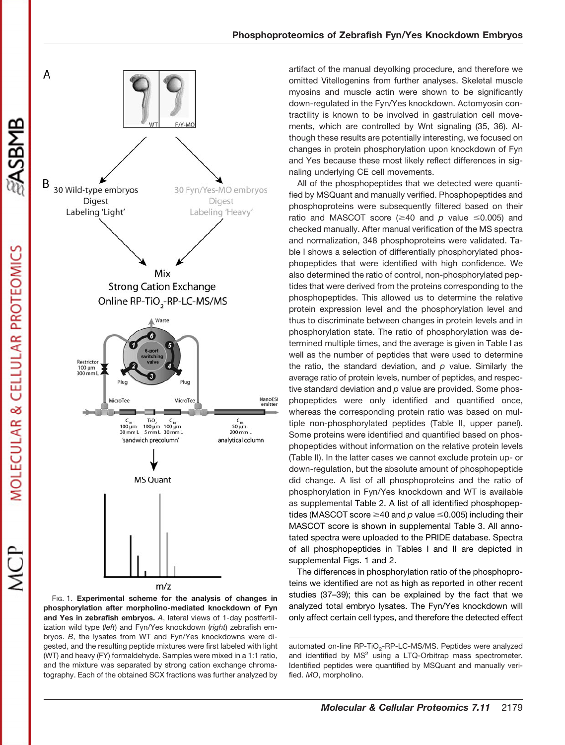artifact of the manual deyolking procedure, and therefore we omitted Vitellogenins from further analyses. Skeletal muscle myosins and muscle actin were shown to be significantly down-regulated in the Fyn/Yes knockdown. Actomyosin contractility is known to be involved in gastrulation cell movements, which are controlled by Wnt signaling (35, 36). Although these results are potentially interesting, we focused on changes in protein phosphorylation upon knockdown of Fyn and Yes because these most likely reflect differences in signaling underlying CE cell movements.

All of the phosphopeptides that we detected were quantified by MSQuant and manually verified. Phosphopeptides and phosphoproteins were subsequently filtered based on their ratio and MASCOT score (≥40 and $p$ value ≤0.005) and checked manually. After manual verification of the MS spectra and normalization, 348 phosphoproteins were validated. Table I shows a selection of differentially phosphorylated phosphopeptides that were identified with high confidence. We also determined the ratio of control, non-phosphorylated peptides that were derived from the proteins corresponding to the phosphopeptides. This allowed us to determine the relative protein expression level and the phosphorylation level and thus to discriminate between changes in protein levels and in phosphorylation state. The ratio of phosphorylation was determined multiple times, and the average is given in Table I as well as the number of peptides that were used to determine the ratio, the standard deviation, and $p$ value. Similarly the average ratio of protein levels, number of peptides, and respective standard deviation and $p$ value are provided. Some phosphopeptides were only identified and quantified once, whereas the corresponding protein ratio was based on multiple non-phosphorylated peptides (Table II, upper panel). Some proteins were identified and quantified based on phosphopeptides without information on the relative protein levels (Table II). In the latter cases we cannot exclude protein up- or down-regulation, but the absolute amount of phosphopeptide did change. A list of all phosphoproteins and the ratio of phosphorylation in Fyn/Yes knockdown and WT is available as supplemental Table 2. A list of all identified phosphopeptides (MASCOT score ≥40 and $p$ value ≤0.005) including their MASCOT score is shown in supplemental Table 3. All annotated spectra were uploaded to the PRIDE database. Spectra of all phosphopeptides in Tables I and II are depicted in supplemental Figs. 1 and 2.

The differences in phosphorylation ratio of the phosphoproteins we identified are not as high as reported in other recent studies (37–39); this can be explained by the fact that we analyzed total embryo lysates. The Fyn/Yes knockdown will only affect certain cell types, and therefore the detected effect

Fig. 1. **Experimental scheme for the analysis of changes in phosphorylation after morpholino-mediated knockdown of Fyn and Yes in zebrafish embryos.** *A*, lateral views of 1-day postfertilization wild type (*left*) and Fyn/Yes knockdown (*right*) zebrafish embryos. *B*, the lysates from WT and Fyn/Yes knockdowns were digested, and the resulting peptide mixtures were first labeled with light (WT) and heavy (FY) formaldehyde. Samples were mixed in a 1:1 ratio, and the mixture was separated by strong cation exchange chromatography. Each of the obtained SCX fractions was further analyzed by automated on-line RP-$TiO_2$-RP-LC-MS/MS. Peptides were analyzed and identified by $MS^2$ using a LTQ-Orbitrap mass spectrometer. Identified peptides were quantified by MSQuant and manually verified. *MO*, morpholino.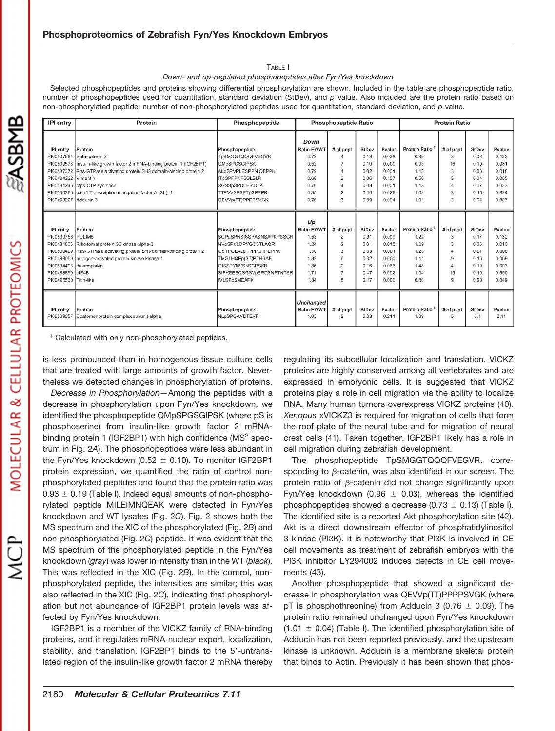Table I

*Down- and up-regulated phosphopeptides after Fyn/Yes knockdown*

Selected phosphopeptides and proteins showing differential phosphorylation are shown. Included in the table are phosphopeptide ratio, number of phosphopeptides used for quantitation, standard deviation (StDev), and *p* value. Also included are the protein ratio based on non-phosphorylated peptide, number of non-phosphorylated peptides used for quantitation, standard deviation, and *p* value.

| IPI entry | Protein | Phosphopeptide | Phosphopeptide Ratio | | | | Protein Ratio | | | |
|---|---|---|---|---|---|---|---|---|---|---|
| IPI entry | Protein | Phosphopeptide | *Down* Ratio FY/WT | # of pept | StDev | Pvalue | Protein Ratio ‡ | # of pept | StDev | Pvalue |
| IPI00507684 | Beta-catenin 2 | TpSMGGTQQQFVEGVR | 0.73 | 4 | 0.13 | 0.028 | 0.96 | 3 | 0.03 | 0.133 |
| IPI00800578 | Insulin-like growth factor 2 mRNA-binding protein 1 (IGF2BP1) | QMpSPGSGIPSK | 0.52 | 7 | 0.10 | 0.000 | 0.93 | 16 | 0.19 | 0.081 |
| IPI00487372 | Ras-GTPase activating protein SH3 domain-binding protein 2 | ALpSPVPLESPPNQEPPK | 0.79 | 4 | 0.02 | 0.001 | 1.13 | 3 | 0.03 | 0.018 |
| IPI00494222 | Vimentin | ITpSPFPNFSSLSLR | 0.68 | 2 | 0.06 | 0.107 | 0.56 | 3 | 0.04 | 0.005 |
| IPI00481245 | ctps CTP synthase | SGSSpSPDLEIADLK | 0.70 | 4 | 0.03 | 0.001 | 1.13 | 4 | 0.07 | 0.033 |
| IPI00500368 | tcea1 Transcription elongation factor A (SII), 1 | TTPVVSPSETpSPEPR | 0.35 | 2 | 0.10 | 0.026 | 1.03 | 3 | 0.15 | 0.824 |
| IPI00493027 | Adducin 3 | QEVVp(TT)PPPPSVGK | 0.76 | 3 | 0.09 | 0.004 | 1.01 | 3 | 0.04 | 0.807 |
| IPI entry | Protein | Phosphopeptide | *Up* Ratio FY/WT | # of pept | StDev | Pvalue | Protein Ratio ‡ | # of pept | StDev | Pvalue |
| IPI00509756 | PDLIM5 | SQPpSPNSISSPASNSAPKPSSGR | 1.53 | 2 | 0.01 | 0.009 | 1.22 | 3 | 0.17 | 0.132 |
| IPI00481806 | Ribosomal protein S6 kinase alpha-3 | NVpSPVLDPVGCSTLAQR | 1.24 | 2 | 0.01 | 0.015 | 1.29 | 3 | 0.06 | 0.010 |
| IPI00500409 | Ras-GTPase activating protein SH3 domain-binding protein 2 | GSTPGLALpTPPPQTPEPPK | 1.30 | 3 | 0.03 | 0.001 | 1.23 | 4 | 0.01 | 0.000 |
| IPI00488000 | mitogen-activated protein kinase kinase 1 | TMGLHQPp(ST)PTHSAE | 1.32 | 6 | 0.02 | 0.000 | 1.11 | 9 | 0.16 | 0.069 |
| IPI00834498 | desmoplakin | GISSPYNVSpSGPSSR | 1.86 | 2 | 0.16 | 0.066 | 1.48 | 4 | 0.19 | 0.003 |
| IPI00488890 | eIF4B | SIPKEEEGSGSVpSPQSNPTNTSR | 1.71 | 7 | 0.47 | 0.002 | 1.04 | 15 | 0.19 | 0.650 |
| IPI00495530 | Titin-like | IVLSPpSMEAPK | 1.84 | 8 | 0.17 | 0.000 | 0.86 | 9 | 0.20 | 0.049 |
| IPI entry | Protein | Phosphopeptide | *Unchanged* Ratio FY/WT | # of pept | StDev | Pvalue | Protein Ratio ‡ | # of pept | StDev | Pvalue |
| IPI00509057 | Coatomer protein complex subunit alpha | NLpSPGAVDTEVR | 1.05 | 2 | 0.03 | 0.211 | 1.09 | 5 | 0.1 | 0.11 |

‡ Calculated with only non-phosphorylated peptides.

is less pronounced than in homogenous tissue culture cells that are treated with large amounts of growth factor. Nevertheless we detected changes in phosphorylation of proteins.

*Decrease in Phosphorylation*—Among the peptides with a decrease in phosphorylation upon Fyn/Yes knockdown, we identified the phosphopeptide QMpSPGSGIPSK (where pS is phosphoserine) from insulin-like growth factor 2 mRNA-binding protein 1 (IGF2BP1) with high confidence ($MS^2$ spectrum in Fig. 2*A*). The phosphopeptides were less abundant in the Fyn/Yes knockdown (0.52 ± 0.10). To monitor IGF2BP1 protein expression, we quantified the ratio of control non-phosphorylated peptides and found that the protein ratio was 0.93 ± 0.19 (Table I). Indeed equal amounts of non-phosphorylated peptide MILEIMNQEAK were detected in Fyn/Yes knockdown and WT lysates (Fig. 2*C*). Fig. 2 shows both the MS spectrum and the XIC of the phosphorylated (Fig. 2*B*) and non-phosphorylated (Fig. 2*C*) peptide. It was evident that the MS spectrum of the phosphorylated peptide in the Fyn/Yes knockdown (*gray*) was lower in intensity than in the WT (*black*). This was reflected in the XIC (Fig. 2*B*). In the control, non-phosphorylated peptide, the intensities are similar; this was also reflected in the XIC (Fig. 2*C*), indicating that phosphorylation but not abundance of IGF2BP1 protein levels was affected by Fyn/Yes knockdown.

IGF2BP1 is a member of the VICKZ family of RNA-binding proteins, and it regulates mRNA nuclear export, localization, stability, and translation. IGF2BP1 binds to the 5′-untranslated region of the insulin-like growth factor 2 mRNA thereby regulating its subcellular localization and translation. VICKZ proteins are highly conserved among all vertebrates and are expressed in embryonic cells. It is suggested that VICKZ proteins play a role in cell migration via the ability to localize RNA. Many human tumors overexpress VICKZ proteins (40). *Xenopus* xVICKZ3 is required for migration of cells that form the roof plate of the neural tube and for migration of neural crest cells (41). Taken together, IGF2BP1 likely has a role in cell migration during zebrafish development.

The phosphopeptide TpSMGGTQQQFVEGVR, corresponding to β-catenin, was also identified in our screen. The protein ratio of β-catenin did not change significantly upon Fyn/Yes knockdown (0.96 ± 0.03), whereas the identified phosphopeptides showed a decrease (0.73 ± 0.13) (Table I). The identified site is a reported Akt phosphorylation site (42). Akt is a direct downstream effector of phosphatidylinositol 3-kinase (PI3K). It is noteworthy that PI3K is involved in CE cell movements as treatment of zebrafish embryos with the PI3K inhibitor LY294002 induces defects in CE cell movements (43).

Another phosphopeptide that showed a significant decrease in phosphorylation was QEVVp(TT)PPPPSVGK (where pT is phosphothreonine) from Adducin 3 (0.76 ± 0.09). The protein ratio remained unchanged upon Fyn/Yes knockdown (1.01 ± 0.04) (Table I). The identified phosphorylation site of Adducin has not been reported previously, and the upstream kinase is unknown. Adducin is a membrane skeletal protein that binds to Actin. Previously it has been shown that phos-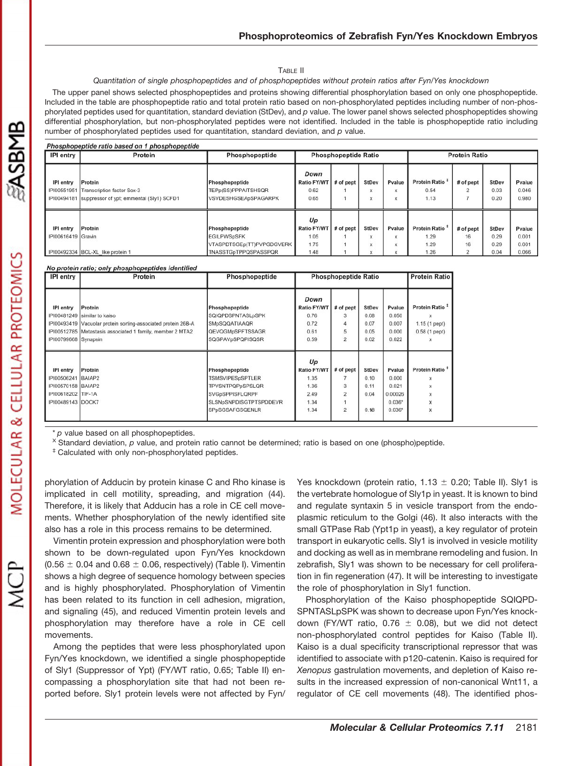TABLE II

*Quantitation of single phosphopeptides and of phosphopeptides without protein ratios after Fyn/Yes knockdown*

The upper panel shows selected phosphopeptides and proteins showing differential phosphorylation based on only one phosphopeptide. Included in the table are phosphopeptide ratio and total protein ratio based on non-phosphorylated peptides including number of non-phosphorylated peptides used for quantitation, standard deviation (StDev), and *p* value. The lower panel shows selected phosphopeptides showing differential phosphorylation, but non-phosphorylated peptides were not identified. Included in the table is phosphopeptide ratio including number of phosphorylated peptides used for quantitation, standard deviation, and *p* value.

***Phosphopeptide ratio based on 1 phosphopeptide***

| IPI entry | Protein | Phosphopeptide | Phosphopeptide Ratio | | | | Protein Ratio | | | |
|---|---|---|---|---|---|---|---|---|---|---|
| | | | *Down* | | | | | | | |
| IPI entry | Protein | Phosphopeptide | Ratio FY/WT | # of pept | StDev | Pvalue | Protein Ratio ‡ | # of pept | StDev | Pvalue |
| IPI00551951 | Transcription factor Sox-3 | TEPp(SS)PPPAITSHSQR | 0.62 | 1 | x | x | 0.54 | 2 | 0.03 | 0.046 |
| IPI00494181 | suppressor of ypt; emmental (Sly1) SCFD1 | VSVDESHGSEApSPAGARPK | 0.65 | 1 | x | x | 1.13 | 7 | 0.20 | 0.980 |
| | | | *Up* | | | | | | | |
| IPI entry | Protein | Phosphopeptide | Ratio FY/WT | # of pept | StDev | Pvalue | Protein Ratio ‡ | # of pept | StDev | Pvalue |
| IPI00616419 | Gravin | EGILPWSpSFK | 1.05 | 1 | x | x | 1.29 | 16 | 0.29 | 0.001 |
| | | VTASPDTSGEp(TT)FVPGDGVERK | 1.75 | 1 | x | x | 1.29 | 16 | 0.29 | 0.001 |
| IPI00492334 | BCL-XL_like protein 1 | TNASSTGpTPPQSPASSPQR | 1.48 | 1 | x | x | 1.26 | 2 | 0.04 | 0.066 |

***No protein ratio; only phosphopeptides identified***

| IPI entry | Protein | Phosphopeptide | Phosphopeptide Ratio | | | | Protein Ratio |
|---|---|---|---|---|---|---|---|
| | | | *Down* | | | | |
| IPI entry | Protein | Phosphopeptide | Ratio FY/WT | # of pept | StDev | Pvalue | Protein Ratio ‡ |
| IPI00481249 | similar to kaiso | SQIQPDSPNTASLpSPK | 0.76 | 3 | 0.08 | 0.050 | x |
| IPI00493419 | Vacuolar protein sorting-associated protein 26B-A | SMpSQQATIAAQR | 0.72 | 4 | 0.07 | 0.007 | 1.15 (1 pept) |
| IPI00512785 | Metastasis associated 1 family, member 2 MTA2 | QEVQGMpSPFTSSAGR | 0.61 | 5 | 0.05 | 0.000 | 0.58 (1 pept) |
| IPI00799668 | Synapsin | SQGPAVpSPQPISQSR | 0.59 | 2 | 0.02 | 0.022 | x |
| | | | *Up* | | | | |
| IPI entry | Protein | Phosphopeptide | Ratio FY/WT | # of pept | StDev | Pvalue | Protein Ratio ‡ |
| IPI00506241 | BAIAP2 | TSMSVIPESpSPTLER | 1.35 | 7 | 0.10 | 0.000 | x |
| IPI00570158 | BAIAP2 | TPVSNTPQPpSPSLQR | 1.36 | 3 | 0.11 | 0.021 | x |
| IPI00618202 | TIF-1A | SVGpSPPISFLQRPF | 2.49 | 2 | 0.04 | 0.00025 | x |
| IPI00489143 | DOCK7 | SLSNpSNPDISGTPTSPDDEVR | 1.34 | 1 | | 0.036* | x |
| | | SPpSGSAFGSQENLR | 1.34 | 2 | 0.18 | 0.036* | x |

\* *p* value based on all phosphopeptides.

ˣ Standard deviation, *p* value, and protein ratio cannot be determined; ratio is based on one (phospho)peptide.

‡ Calculated with only non-phosphorylated peptides.

phorylation of Adducin by protein kinase C and Rho kinase is implicated in cell motility, spreading, and migration (44). Therefore, it is likely that Adducin has a role in CE cell movements. Whether phosphorylation of the newly identified site also has a role in this process remains to be determined.

Vimentin protein expression and phosphorylation were both shown to be down-regulated upon Fyn/Yes knockdown (0.56 ± 0.04 and 0.68 ± 0.06, respectively) (Table I). Vimentin shows a high degree of sequence homology between species and is highly phosphorylated. Phosphorylation of Vimentin has been related to its function in cell adhesion, migration, and signaling (45), and reduced Vimentin protein levels and phosphorylation may therefore have a role in CE cell movements.

Among the peptides that were less phosphorylated upon Fyn/Yes knockdown, we identified a single phosphopeptide of Sly1 (Suppressor of Ypt) (FY/WT ratio, 0.65; Table II) encompassing a phosphorylation site that had not been reported before. Sly1 protein levels were not affected by Fyn/Yes knockdown (protein ratio, 1.13 ± 0.20; Table II). Sly1 is the vertebrate homologue of Sly1p in yeast. It is known to bind and regulate syntaxin 5 in vesicle transport from the endoplasmic reticulum to the Golgi (46). It also interacts with the small GTPase Rab (Ypt1p in yeast), a key regulator of protein transport in eukaryotic cells. Sly1 is involved in vesicle motility and docking as well as in membrane remodeling and fusion. In zebrafish, Sly1 was shown to be necessary for cell proliferation in fin regeneration (47). It will be interesting to investigate the role of phosphorylation in Sly1 function.

Phosphorylation of the Kaiso phosphopeptide SQIQPDSPNTASLpSPK was shown to decrease upon Fyn/Yes knockdown (FY/WT ratio, 0.76 ± 0.08), but we did not detect non-phosphorylated control peptides for Kaiso (Table II). Kaiso is a dual specificity transcriptional repressor that was identified to associate with p120-catenin. Kaiso is required for *Xenopus* gastrulation movements, and depletion of Kaiso results in the increased expression of non-canonical Wnt11, a regulator of CE cell movements (48). The identified phos-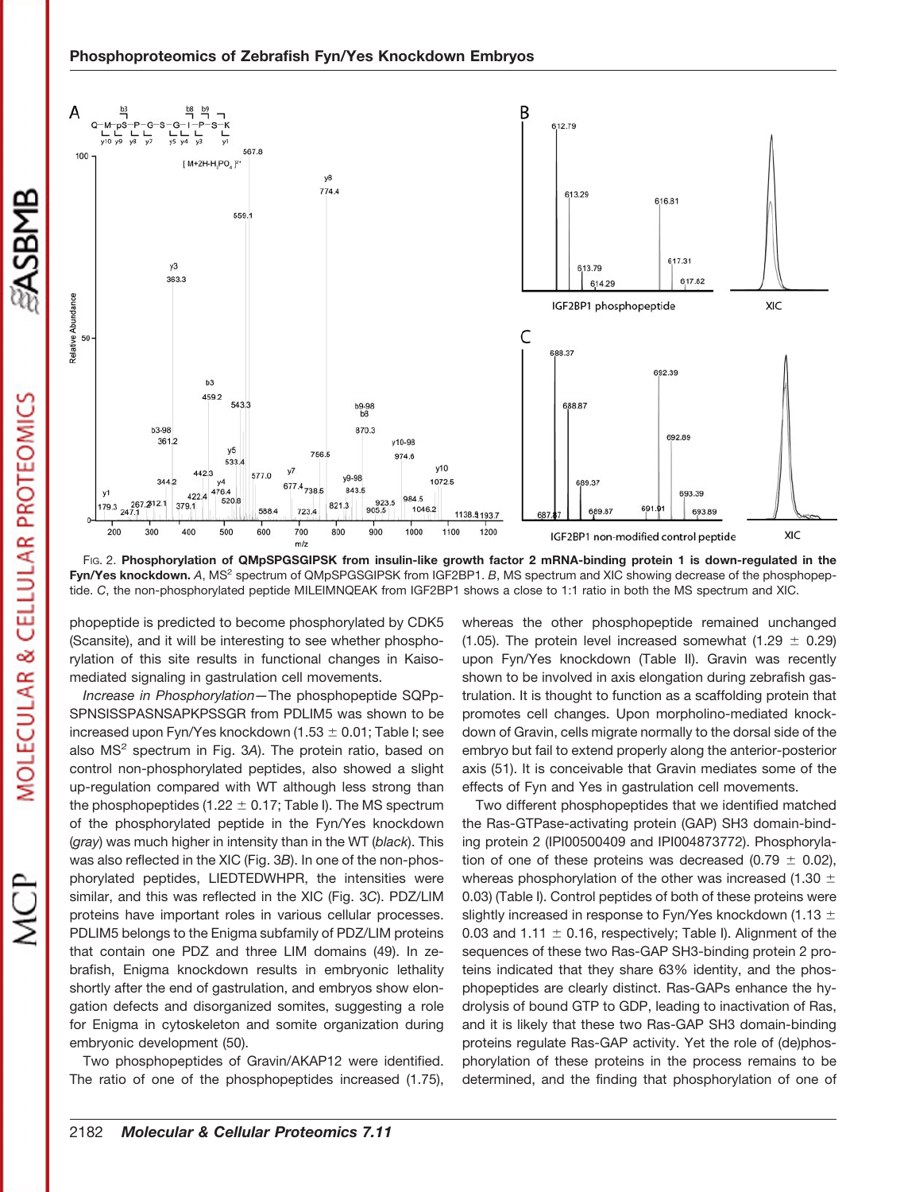Fig. 2. **Phosphorylation of QMpSPGSGIPSK from insulin-like growth factor 2 mRNA-binding protein 1 is down-regulated in the Fyn/Yes knockdown.** *A*, MS[2] spectrum of QMpSPGSGIPSK from IGF2BP1. *B*, MS spectrum and XIC showing decrease of the phosphopeptide. *C*, the non-phosphorylated peptide MILEIMNQEAK from IGF2BP1 shows a close to 1:1 ratio in both the MS spectrum and XIC.

phopeptide is predicted to become phosphorylated by CDK5 (Scansite), and it will be interesting to see whether phosphorylation of this site results in functional changes in Kaiso-mediated signaling in gastrulation cell movements.

*Increase in Phosphorylation*—The phosphopeptide SQPpSPNSISSPASNSAPKPSSGR from PDLIM5 was shown to be increased upon Fyn/Yes knockdown (1.53 ± 0.01; Table I; see also MS[2] spectrum in Fig. 3*A*). The protein ratio, based on control non-phosphorylated peptides, also showed a slight up-regulation compared with WT although less strong than the phosphopeptides (1.22 ± 0.17; Table I). The MS spectrum of the phosphorylated peptide in the Fyn/Yes knockdown (*gray*) was much higher in intensity than in the WT (*black*). This was also reflected in the XIC (Fig. 3*B*). In one of the non-phosphorylated peptides, LIEDTEDWHPR, the intensities were similar, and this was reflected in the XIC (Fig. 3*C*). PDZ/LIM proteins have important roles in various cellular processes. PDLIM5 belongs to the Enigma subfamily of PDZ/LIM proteins that contain one PDZ and three LIM domains (49). In zebrafish, Enigma knockdown results in embryonic lethality shortly after the end of gastrulation, and embryos show elongation defects and disorganized somites, suggesting a role for Enigma in cytoskeleton and somite organization during embryonic development (50).

Two phosphopeptides of Gravin/AKAP12 were identified. The ratio of one of the phosphopeptides increased (1.75), whereas the other phosphopeptide remained unchanged (1.05). The protein level increased somewhat (1.29 ± 0.29) upon Fyn/Yes knockdown (Table II). Gravin was recently shown to be involved in axis elongation during zebrafish gastrulation. It is thought to function as a scaffolding protein that promotes cell changes. Upon morpholino-mediated knockdown of Gravin, cells migrate normally to the dorsal side of the embryo but fail to extend properly along the anterior-posterior axis (51). It is conceivable that Gravin mediates some of the effects of Fyn and Yes in gastrulation cell movements.

Two different phosphopeptides that we identified matched the Ras-GTPase-activating protein (GAP) SH3 domain-binding protein 2 (IPI00500409 and IPI004873772). Phosphorylation of one of these proteins was decreased (0.79 ± 0.02), whereas phosphorylation of the other was increased (1.30 ± 0.03) (Table I). Control peptides of both of these proteins were slightly increased in response to Fyn/Yes knockdown (1.13 ± 0.03 and 1.11 ± 0.16, respectively; Table I). Alignment of the sequences of these two Ras-GAP SH3-binding protein 2 proteins indicated that they share 63% identity, and the phosphopeptides are clearly distinct. Ras-GAPs enhance the hydrolysis of bound GTP to GDP, leading to inactivation of Ras, and it is likely that these two Ras-GAP SH3 domain-binding proteins regulate Ras-GAP activity. Yet the role of (de)phosphorylation of these proteins in the process remains to be determined, and the finding that phosphorylation of one of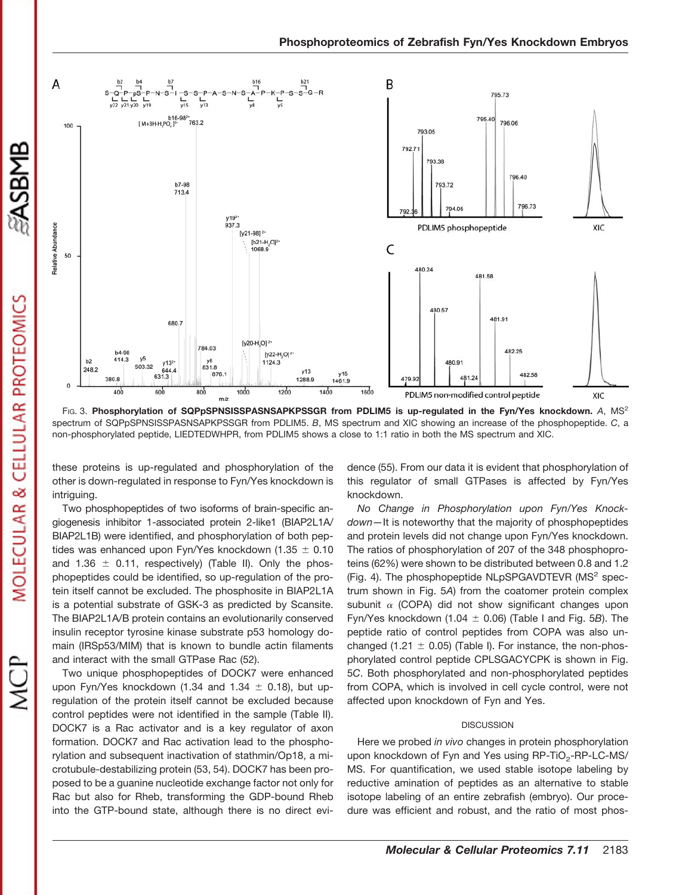FIG. 3. **Phosphorylation of SQPpSPNSISSPASNSAPKPSSGR from PDLIM5 is up-regulated in the Fyn/Yes knockdown.** *A*, $MS^2$ spectrum of SQPpSPNSISSPASNSAPKPSSGR from PDLIM5. *B*, MS spectrum and XIC showing an increase of the phosphopeptide. *C*, a non-phosphorylated peptide, LIEDTEDWHPR, from PDLIM5 shows a close to 1:1 ratio in both the MS spectrum and XIC.

these proteins is up-regulated and phosphorylation of the other is down-regulated in response to Fyn/Yes knockdown is intriguing.

Two phosphopeptides of two isoforms of brain-specific angiogenesis inhibitor 1-associated protein 2-like1 (BIAP2L1A/BIAP2L1B) were identified, and phosphorylation of both peptides was enhanced upon Fyn/Yes knockdown (1.35 ± 0.10 and 1.36 ± 0.11, respectively) (Table II). Only the phosphopeptides could be identified, so up-regulation of the protein itself cannot be excluded. The phosphosite in BIAP2L1A is a potential substrate of GSK-3 as predicted by Scansite. The BIAP2L1A/B protein contains an evolutionarily conserved insulin receptor tyrosine kinase substrate p53 homology domain (IRSp53/MIM) that is known to bundle actin filaments and interact with the small GTPase Rac (52).

Two unique phosphopeptides of DOCK7 were enhanced upon Fyn/Yes knockdown (1.34 and 1.34 ± 0.18), but up-regulation of the protein itself cannot be excluded because control peptides were not identified in the sample (Table II). DOCK7 is a Rac activator and is a key regulator of axon formation. DOCK7 and Rac activation lead to the phosphorylation and subsequent inactivation of stathmin/Op18, a microtubule-destabilizing protein (53, 54). DOCK7 has been proposed to be a guanine nucleotide exchange factor not only for Rac but also for Rheb, transforming the GDP-bound Rheb into the GTP-bound state, although there is no direct evidence (55). From our data it is evident that phosphorylation of this regulator of small GTPases is affected by Fyn/Yes knockdown.

*No Change in Phosphorylation upon Fyn/Yes Knockdown*—It is noteworthy that the majority of phosphopeptides and protein levels did not change upon Fyn/Yes knockdown. The ratios of phosphorylation of 207 of the 348 phosphoproteins (62%) were shown to be distributed between 0.8 and 1.2 (Fig. 4). The phosphopeptide NLpSPGAVDTEVR ($MS^2$ spectrum shown in Fig. 5*A*) from the coatomer protein complex subunit α (COPA) did not show significant changes upon Fyn/Yes knockdown (1.04 ± 0.06) (Table I and Fig. 5*B*). The peptide ratio of control peptides from COPA was also unchanged (1.21 ± 0.05) (Table I). For instance, the non-phosphorylated control peptide CPLSGACYCPK is shown in Fig. 5*C*. Both phosphorylated and non-phosphorylated peptides from COPA, which is involved in cell cycle control, were not affected upon knockdown of Fyn and Yes.

## DISCUSSION

Here we probed *in vivo* changes in protein phosphorylation upon knockdown of Fyn and Yes using RP-$TiO_2$-RP-LC-MS/MS. For quantification, we used stable isotope labeling by reductive amination of peptides as an alternative to stable isotope labeling of an entire zebrafish (embryo). Our procedure was efficient and robust, and the ratio of most phos-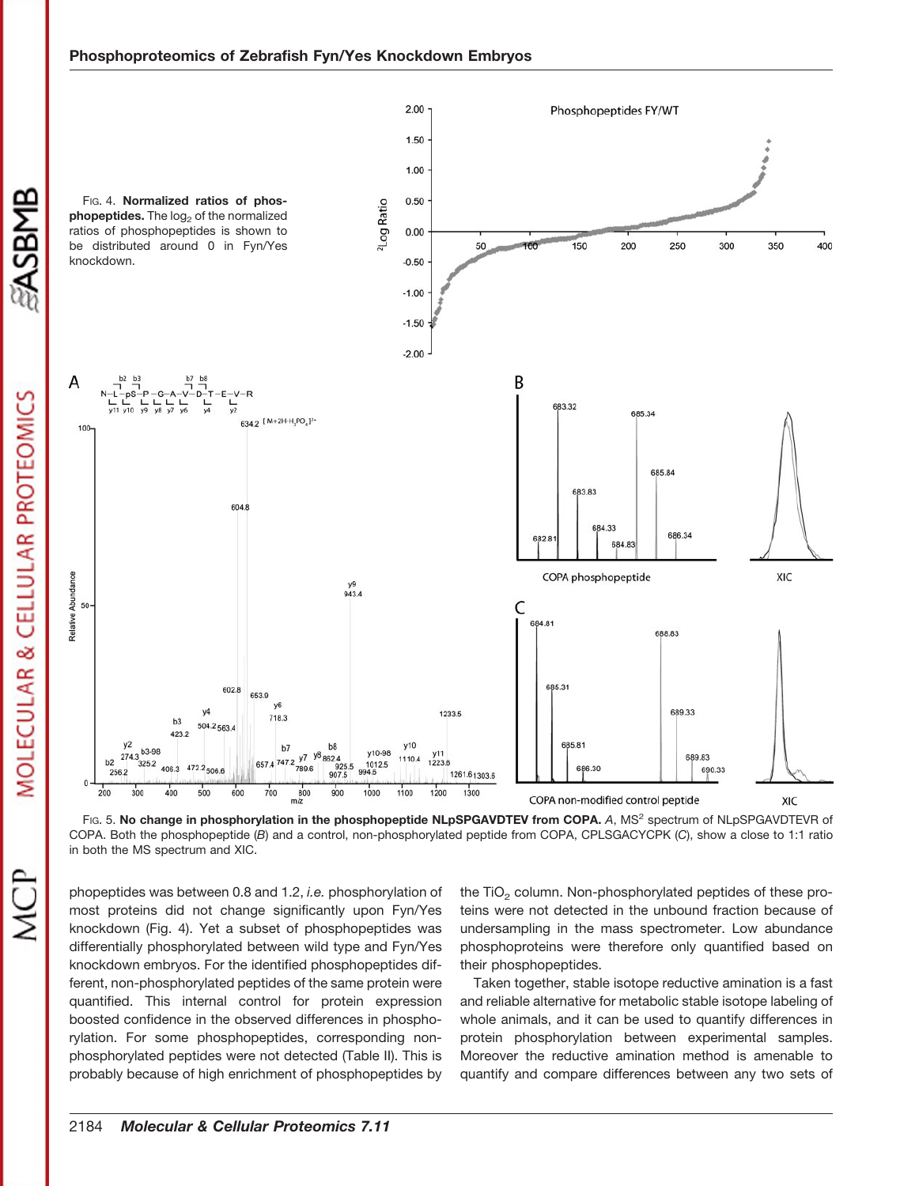FIG. 4. **Normalized ratios of phosphopeptides.** The $\log_2$ of the normalized ratios of phosphopeptides is shown to be distributed around 0 in Fyn/Yes knockdown.

FIG. 5. **No change in phosphorylation in the phosphopeptide NLpSPGAVDTEV from COPA.** *A*, $MS^2$ spectrum of NLpSPGAVDTEVR of COPA. Both the phosphopeptide (*B*) and a control, non-phosphorylated peptide from COPA, CPLSGACYCPK (*C*), show a close to 1:1 ratio in both the MS spectrum and XIC.

phopeptides was between 0.8 and 1.2, *i.e.* phosphorylation of most proteins did not change significantly upon Fyn/Yes knockdown (Fig. 4). Yet a subset of phosphopeptides was differentially phosphorylated between wild type and Fyn/Yes knockdown embryos. For the identified phosphopeptides different, non-phosphorylated peptides of the same protein were quantified. This internal control for protein expression boosted confidence in the observed differences in phosphorylation. For some phosphopeptides, corresponding non-phosphorylated peptides were not detected (Table II). This is probably because of high enrichment of phosphopeptides by the $TiO_2$ column. Non-phosphorylated peptides of these proteins were not detected in the unbound fraction because of undersampling in the mass spectrometer. Low abundance phosphoproteins were therefore only quantified based on their phosphopeptides.

Taken together, stable isotope reductive amination is a fast and reliable alternative for metabolic stable isotope labeling of whole animals, and it can be used to quantify differences in protein phosphorylation between experimental samples. Moreover the reductive amination method is amenable to quantify and compare differences between any two sets of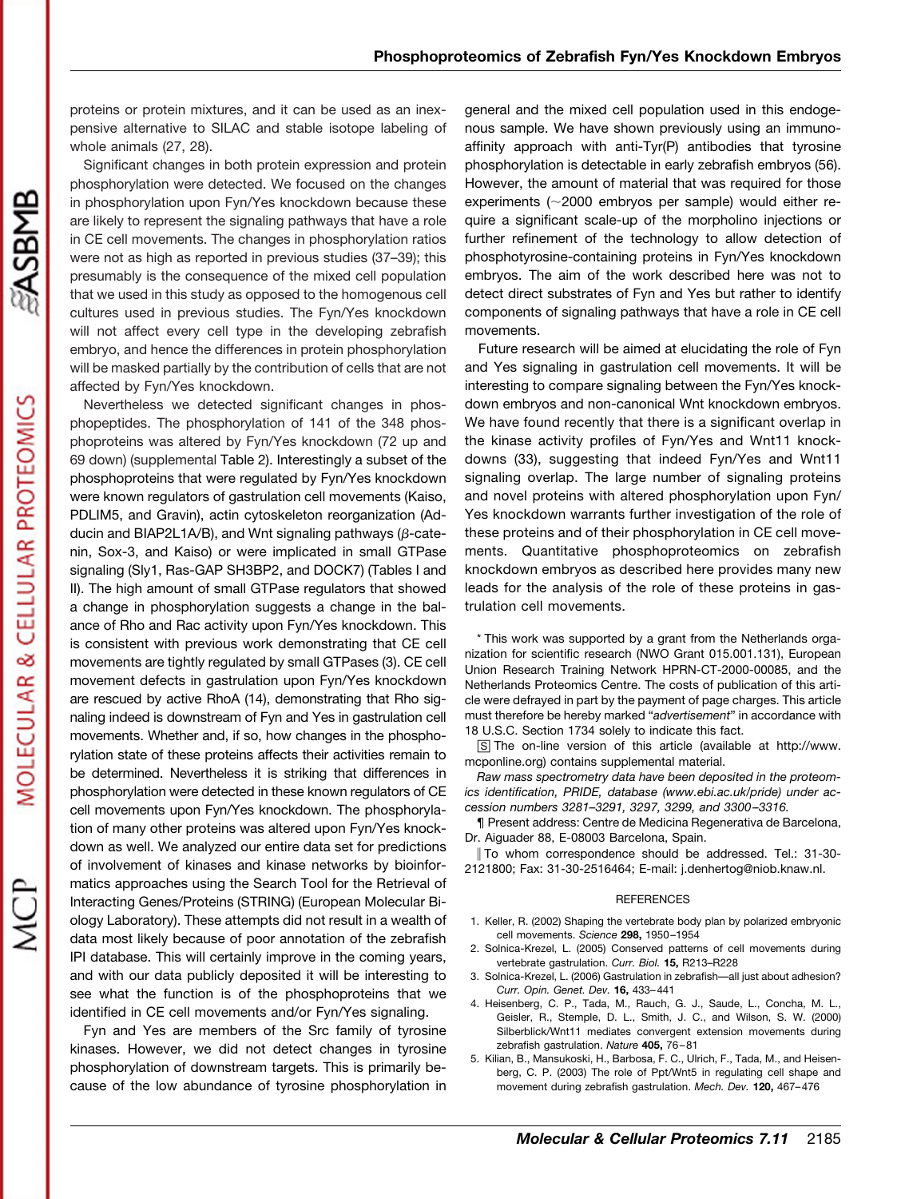proteins or protein mixtures, and it can be used as an inexpensive alternative to SILAC and stable isotope labeling of whole animals (27, 28).

Significant changes in both protein expression and protein phosphorylation were detected. We focused on the changes in phosphorylation upon Fyn/Yes knockdown because these are likely to represent the signaling pathways that have a role in CE cell movements. The changes in phosphorylation ratios were not as high as reported in previous studies (37–39); this presumably is the consequence of the mixed cell population that we used in this study as opposed to the homogenous cell cultures used in previous studies. The Fyn/Yes knockdown will not affect every cell type in the developing zebrafish embryo, and hence the differences in protein phosphorylation will be masked partially by the contribution of cells that are not affected by Fyn/Yes knockdown.

Nevertheless we detected significant changes in phosphopeptides. The phosphorylation of 141 of the 348 phosphoproteins was altered by Fyn/Yes knockdown (72 up and 69 down) (supplemental Table 2). Interestingly a subset of the phosphoproteins that were regulated by Fyn/Yes knockdown were known regulators of gastrulation cell movements (Kaiso, PDLIM5, and Gravin), actin cytoskeleton reorganization (Adducin and BIAP2L1A/B), and Wnt signaling pathways (β-catenin, Sox-3, and Kaiso) or were implicated in small GTPase signaling (Sly1, Ras-GAP SH3BP2, and DOCK7) (Tables I and II). The high amount of small GTPase regulators that showed a change in phosphorylation suggests a change in the balance of Rho and Rac activity upon Fyn/Yes knockdown. This is consistent with previous work demonstrating that CE cell movements are tightly regulated by small GTPases (3). CE cell movement defects in gastrulation upon Fyn/Yes knockdown are rescued by active RhoA (14), demonstrating that Rho signaling indeed is downstream of Fyn and Yes in gastrulation cell movements. Whether and, if so, how changes in the phosphorylation state of these proteins affects their activities remain to be determined. Nevertheless it is striking that differences in phosphorylation were detected in these known regulators of CE cell movements upon Fyn/Yes knockdown. The phosphorylation of many other proteins was altered upon Fyn/Yes knockdown as well. We analyzed our entire data set for predictions of involvement of kinases and kinase networks by bioinformatics approaches using the Search Tool for the Retrieval of Interacting Genes/Proteins (STRING) (European Molecular Biology Laboratory). These attempts did not result in a wealth of data most likely because of poor annotation of the zebrafish IPI database. This will certainly improve in the coming years, and with our data publicly deposited it will be interesting to see what the function is of the phosphoproteins that we identified in CE cell movements and/or Fyn/Yes signaling.

Fyn and Yes are members of the Src family of tyrosine kinases. However, we did not detect changes in tyrosine phosphorylation of downstream targets. This is primarily because of the low abundance of tyrosine phosphorylation in general and the mixed cell population used in this endogenous sample. We have shown previously using an immunoaffinity approach with anti-Tyr(P) antibodies that tyrosine phosphorylation is detectable in early zebrafish embryos (56). However, the amount of material that was required for those experiments (~2000 embryos per sample) would either require a significant scale-up of the morpholino injections or further refinement of the technology to allow detection of phosphotyrosine-containing proteins in Fyn/Yes knockdown embryos. The aim of the work described here was not to detect direct substrates of Fyn and Yes but rather to identify components of signaling pathways that have a role in CE cell movements.

Future research will be aimed at elucidating the role of Fyn and Yes signaling in gastrulation cell movements. It will be interesting to compare signaling between the Fyn/Yes knockdown embryos and non-canonical Wnt knockdown embryos. We have found recently that there is a significant overlap in the kinase activity profiles of Fyn/Yes and Wnt11 knockdowns (33), suggesting that indeed Fyn/Yes and Wnt11 signaling overlap. The large number of signaling proteins and novel proteins with altered phosphorylation upon Fyn/Yes knockdown warrants further investigation of the role of these proteins and of their phosphorylation in CE cell movements. Quantitative phosphoproteomics on zebrafish knockdown embryos as described here provides many new leads for the analysis of the role of these proteins in gastrulation cell movements.

\* This work was supported by a grant from the Netherlands organization for scientific research (NWO Grant 015.001.131), European Union Research Training Network HPRN-CT-2000-00085, and the Netherlands Proteomics Centre. The costs of publication of this article were defrayed in part by the payment of page charges. This article must therefore be hereby marked "*advertisement*" in accordance with 18 U.S.C. Section 1734 solely to indicate this fact.

[S] The on-line version of this article (available at http://www.mcponline.org) contains supplemental material.

*Raw mass spectrometry data have been deposited in the proteomics identification, PRIDE, database (www.ebi.ac.uk/pride) under accession numbers 3281–3291, 3297, 3299, and 3300–3316.*

¶ Present address: Centre de Medicina Regenerativa de Barcelona, Dr. Aiguader 88, E-08003 Barcelona, Spain.

‖ To whom correspondence should be addressed. Tel.: 31-30-2121800; Fax: 31-30-2516464; E-mail: j.denhertog@niob.knaw.nl.

## REFERENCES

1. Keller, R. (2002) Shaping the vertebrate body plan by polarized embryonic cell movements. *Science* **298,** 1950–1954
2. Solnica-Krezel, L. (2005) Conserved patterns of cell movements during vertebrate gastrulation. *Curr. Biol.* **15,** R213–R228
3. Solnica-Krezel, L. (2006) Gastrulation in zebrafish—all just about adhesion? *Curr. Opin. Genet. Dev.* **16,** 433–441
4. Heisenberg, C. P., Tada, M., Rauch, G. J., Saude, L., Concha, M. L., Geisler, R., Stemple, D. L., Smith, J. C., and Wilson, S. W. (2000) Silberblick/Wnt11 mediates convergent extension movements during zebrafish gastrulation. *Nature* **405,** 76–81
5. Kilian, B., Mansukoski, H., Barbosa, F. C., Ulrich, F., Tada, M., and Heisenberg, C. P. (2003) The role of Ppt/Wnt5 in regulating cell shape and movement during zebrafish gastrulation. *Mech. Dev.* **120,** 467–476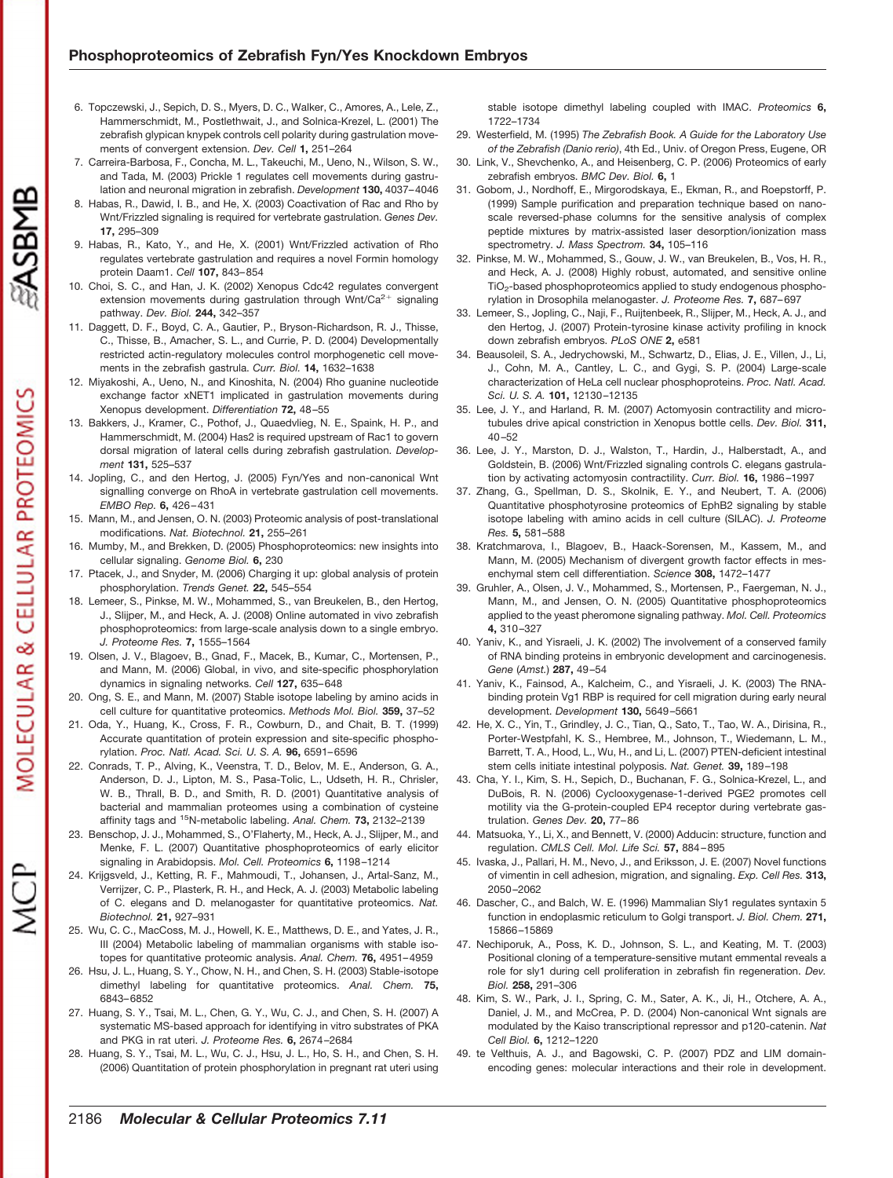6. Topczewski, J., Sepich, D. S., Myers, D. C., Walker, C., Amores, A., Lele, Z., Hammerschmidt, M., Postlethwait, J., and Solnica-Krezel, L. (2001) The zebrafish glypican knypek controls cell polarity during gastrulation movements of convergent extension. *Dev. Cell* **1,** 251–264
7. Carreira-Barbosa, F., Concha, M. L., Takeuchi, M., Ueno, N., Wilson, S. W., and Tada, M. (2003) Prickle 1 regulates cell movements during gastrulation and neuronal migration in zebrafish. *Development* **130,** 4037–4046
8. Habas, R., Dawid, I. B., and He, X. (2003) Coactivation of Rac and Rho by Wnt/Frizzled signaling is required for vertebrate gastrulation. *Genes Dev.* **17,** 295–309
9. Habas, R., Kato, Y., and He, X. (2001) Wnt/Frizzled activation of Rho regulates vertebrate gastrulation and requires a novel Formin homology protein Daam1. *Cell* **107,** 843–854
10. Choi, S. C., and Han, J. K. (2002) Xenopus Cdc42 regulates convergent extension movements during gastrulation through Wnt/$Ca^{2+}$ signaling pathway. *Dev. Biol.* **244,** 342–357
11. Daggett, D. F., Boyd, C. A., Gautier, P., Bryson-Richardson, R. J., Thisse, C., Thisse, B., Amacher, S. L., and Currie, P. D. (2004) Developmentally restricted actin-regulatory molecules control morphogenetic cell movements in the zebrafish gastrula. *Curr. Biol.* **14,** 1632–1638
12. Miyakoshi, A., Ueno, N., and Kinoshita, N. (2004) Rho guanine nucleotide exchange factor xNET1 implicated in gastrulation movements during Xenopus development. *Differentiation* **72,** 48–55
13. Bakkers, J., Kramer, C., Pothof, J., Quaedvlieg, N. E., Spaink, H. P., and Hammerschmidt, M. (2004) Has2 is required upstream of Rac1 to govern dorsal migration of lateral cells during zebrafish gastrulation. *Development* **131,** 525–537
14. Jopling, C., and den Hertog, J. (2005) Fyn/Yes and non-canonical Wnt signalling converge on RhoA in vertebrate gastrulation cell movements. *EMBO Rep.* **6,** 426–431
15. Mann, M., and Jensen, O. N. (2003) Proteomic analysis of post-translational modifications. *Nat. Biotechnol.* **21,** 255–261
16. Mumby, M., and Brekken, D. (2005) Phosphoproteomics: new insights into cellular signaling. *Genome Biol.* **6,** 230
17. Ptacek, J., and Snyder, M. (2006) Charging it up: global analysis of protein phosphorylation. *Trends Genet.* **22,** 545–554
18. Lemeer, S., Pinkse, M. W., Mohammed, S., van Breukelen, B., den Hertog, J., Slijper, M., and Heck, A. J. (2008) Online automated in vivo zebrafish phosphoproteomics: from large-scale analysis down to a single embryo. *J. Proteome Res.* **7,** 1555–1564
19. Olsen, J. V., Blagoev, B., Gnad, F., Macek, B., Kumar, C., Mortensen, P., and Mann, M. (2006) Global, in vivo, and site-specific phosphorylation dynamics in signaling networks. *Cell* **127,** 635–648
20. Ong, S. E., and Mann, M. (2007) Stable isotope labeling by amino acids in cell culture for quantitative proteomics. *Methods Mol. Biol.* **359,** 37–52
21. Oda, Y., Huang, K., Cross, F. R., Cowburn, D., and Chait, B. T. (1999) Accurate quantitation of protein expression and site-specific phosphorylation. *Proc. Natl. Acad. Sci. U. S. A.* **96,** 6591–6596
22. Conrads, T. P., Alving, K., Veenstra, T. D., Belov, M. E., Anderson, G. A., Anderson, D. J., Lipton, M. S., Pasa-Tolic, L., Udseth, H. R., Chrisler, W. B., Thrall, B. D., and Smith, R. D. (2001) Quantitative analysis of bacterial and mammalian proteomes using a combination of cysteine affinity tags and $^{15}N$-metabolic labeling. *Anal. Chem.* **73,** 2132–2139
23. Benschop, J. J., Mohammed, S., O'Flaherty, M., Heck, A. J., Slijper, M., and Menke, F. L. (2007) Quantitative phosphoproteomics of early elicitor signaling in Arabidopsis. *Mol. Cell. Proteomics* **6,** 1198–1214
24. Krijgsveld, J., Ketting, R. F., Mahmoudi, T., Johansen, J., Artal-Sanz, M., Verrijzer, C. P., Plasterk, R. H., and Heck, A. J. (2003) Metabolic labeling of C. elegans and D. melanogaster for quantitative proteomics. *Nat. Biotechnol.* **21,** 927–931
25. Wu, C. C., MacCoss, M. J., Howell, K. E., Matthews, D. E., and Yates, J. R., III (2004) Metabolic labeling of mammalian organisms with stable isotopes for quantitative proteomic analysis. *Anal. Chem.* **76,** 4951–4959
26. Hsu, J. L., Huang, S. Y., Chow, N. H., and Chen, S. H. (2003) Stable-isotope dimethyl labeling for quantitative proteomics. *Anal. Chem.* **75,** 6843–6852
27. Huang, S. Y., Tsai, M. L., Chen, G. Y., Wu, C. J., and Chen, S. H. (2007) A systematic MS-based approach for identifying in vitro substrates of PKA and PKG in rat uteri. *J. Proteome Res.* **6,** 2674–2684
28. Huang, S. Y., Tsai, M. L., Wu, C. J., Hsu, J. L., Ho, S. H., and Chen, S. H. (2006) Quantitation of protein phosphorylation in pregnant rat uteri using stable isotope dimethyl labeling coupled with IMAC. *Proteomics* **6,** 1722–1734
29. Westerfield, M. (1995) *The Zebrafish Book. A Guide for the Laboratory Use of the Zebrafish (Danio rerio)*, 4th Ed., Univ. of Oregon Press, Eugene, OR
30. Link, V., Shevchenko, A., and Heisenberg, C. P. (2006) Proteomics of early zebrafish embryos. *BMC Dev. Biol.* **6,** 1
31. Gobom, J., Nordhoff, E., Mirgorodskaya, E., Ekman, R., and Roepstorff, P. (1999) Sample purification and preparation technique based on nano-scale reversed-phase columns for the sensitive analysis of complex peptide mixtures by matrix-assisted laser desorption/ionization mass spectrometry. *J. Mass Spectrom.* **34,** 105–116
32. Pinkse, M. W., Mohammed, S., Gouw, J. W., van Breukelen, B., Vos, H. R., and Heck, A. J. (2008) Highly robust, automated, and sensitive online $TiO_2$-based phosphoproteomics applied to study endogenous phosphorylation in Drosophila melanogaster. *J. Proteome Res.* **7,** 687–697
33. Lemeer, S., Jopling, C., Naji, F., Ruijtenbeek, R., Slijper, M., Heck, A. J., and den Hertog, J. (2007) Protein-tyrosine kinase activity profiling in knock down zebrafish embryos. *PLoS ONE* **2,** e581
34. Beausoleil, S. A., Jedrychowski, M., Schwartz, D., Elias, J. E., Villen, J., Li, J., Cohn, M. A., Cantley, L. C., and Gygi, S. P. (2004) Large-scale characterization of HeLa cell nuclear phosphoproteins. *Proc. Natl. Acad. Sci. U. S. A.* **101,** 12130–12135
35. Lee, J. Y., and Harland, R. M. (2007) Actomyosin contractility and microtubules drive apical constriction in Xenopus bottle cells. *Dev. Biol.* **311,** 40–52
36. Lee, J. Y., Marston, D. J., Walston, T., Hardin, J., Halberstadt, A., and Goldstein, B. (2006) Wnt/Frizzled signaling controls C. elegans gastrulation by activating actomyosin contractility. *Curr. Biol.* **16,** 1986–1997
37. Zhang, G., Spellman, D. S., Skolnik, E. Y., and Neubert, T. A. (2006) Quantitative phosphotyrosine proteomics of EphB2 signaling by stable isotope labeling with amino acids in cell culture (SILAC). *J. Proteome Res.* **5,** 581–588
38. Kratchmarova, I., Blagoev, B., Haack-Sorensen, M., Kassem, M., and Mann, M. (2005) Mechanism of divergent growth factor effects in mesenchymal stem cell differentiation. *Science* **308,** 1472–1477
39. Gruhler, A., Olsen, J. V., Mohammed, S., Mortensen, P., Faergeman, N. J., Mann, M., and Jensen, O. N. (2005) Quantitative phosphoproteomics applied to the yeast pheromone signaling pathway. *Mol. Cell. Proteomics* **4,** 310–327
40. Yaniv, K., and Yisraeli, J. K. (2002) The involvement of a conserved family of RNA binding proteins in embryonic development and carcinogenesis. *Gene (Amst.)* **287,** 49–54
41. Yaniv, K., Fainsod, A., Kalcheim, C., and Yisraeli, J. K. (2003) The RNA-binding protein Vg1 RBP is required for cell migration during early neural development. *Development* **130,** 5649–5661
42. He, X. C., Yin, T., Grindley, J. C., Tian, Q., Sato, T., Tao, W. A., Dirisina, R., Porter-Westpfahl, K. S., Hembree, M., Johnson, T., Wiedemann, L. M., Barrett, T. A., Hood, L., Wu, H., and Li, L. (2007) PTEN-deficient intestinal stem cells initiate intestinal polyposis. *Nat. Genet.* **39,** 189–198
43. Cha, Y. I., Kim, S. H., Sepich, D., Buchanan, F. G., Solnica-Krezel, L., and DuBois, R. N. (2006) Cyclooxygenase-1-derived PGE2 promotes cell motility via the G-protein-coupled EP4 receptor during vertebrate gastrulation. *Genes Dev.* **20,** 77–86
44. Matsuoka, Y., Li, X., and Bennett, V. (2000) Adducin: structure, function and regulation. *CMLS Cell. Mol. Life Sci.* **57,** 884–895
45. Ivaska, J., Pallari, H. M., Nevo, J., and Eriksson, J. E. (2007) Novel functions of vimentin in cell adhesion, migration, and signaling. *Exp. Cell Res.* **313,** 2050–2062
46. Dascher, C., and Balch, W. E. (1996) Mammalian Sly1 regulates syntaxin 5 function in endoplasmic reticulum to Golgi transport. *J. Biol. Chem.* **271,** 15866–15869
47. Nechiporuk, A., Poss, K. D., Johnson, S. L., and Keating, M. T. (2003) Positional cloning of a temperature-sensitive mutant emmental reveals a role for sly1 during cell proliferation in zebrafish fin regeneration. *Dev. Biol.* **258,** 291–306
48. Kim, S. W., Park, J. I., Spring, C. M., Sater, A. K., Ji, H., Otchere, A. A., Daniel, J. M., and McCrea, P. D. (2004) Non-canonical Wnt signals are modulated by the Kaiso transcriptional repressor and p120-catenin. *Nat Cell Biol.* **6,** 1212–1220
49. te Velthuis, A. J., and Bagowski, C. P. (2007) PDZ and LIM domain-encoding genes: molecular interactions and their role in development.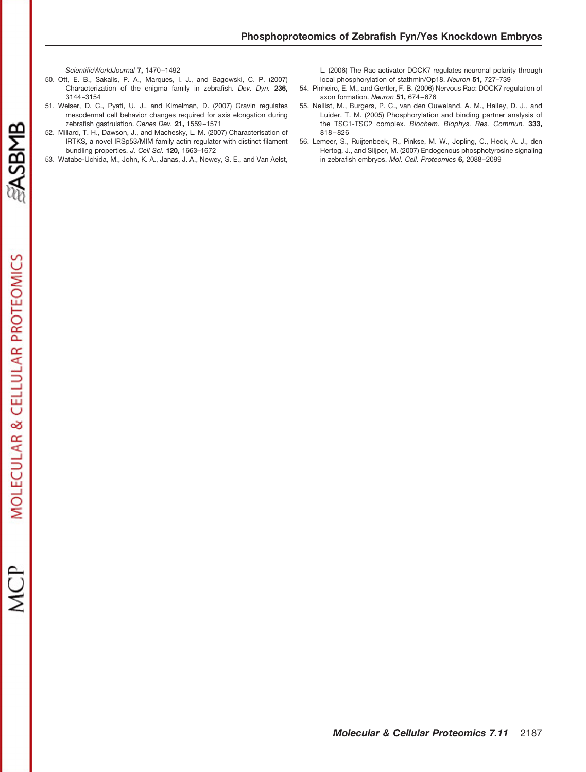*ScientificWorldJournal* **7,** 1470–1492

50. Ott, E. B., Sakalis, P. A., Marques, I. J., and Bagowski, C. P. (2007) Characterization of the enigma family in zebrafish. *Dev. Dyn.* **236,** 3144–3154
51. Weiser, D. C., Pyati, U. J., and Kimelman, D. (2007) Gravin regulates mesodermal cell behavior changes required for axis elongation during zebrafish gastrulation. *Genes Dev.* **21,** 1559–1571
52. Millard, T. H., Dawson, J., and Machesky, L. M. (2007) Characterisation of IRTKS, a novel IRSp53/MIM family actin regulator with distinct filament bundling properties. *J. Cell Sci.* **120,** 1663–1672
53. Watabe-Uchida, M., John, K. A., Janas, J. A., Newey, S. E., and Van Aelst, L. (2006) The Rac activator DOCK7 regulates neuronal polarity through local phosphorylation of stathmin/Op18. *Neuron* **51,** 727–739
54. Pinheiro, E. M., and Gertler, F. B. (2006) Nervous Rac: DOCK7 regulation of axon formation. *Neuron* **51,** 674–676
55. Nellist, M., Burgers, P. C., van den Ouweland, A. M., Halley, D. J., and Luider, T. M. (2005) Phosphorylation and binding partner analysis of the TSC1-TSC2 complex. *Biochem. Biophys. Res. Commun.* **333,** 818–826
56. Lemeer, S., Ruijtenbeek, R., Pinkse, M. W., Jopling, C., Heck, A. J., den Hertog, J., and Slijper, M. (2007) Endogenous phosphotyrosine signaling in zebrafish embryos. *Mol. Cell. Proteomics* **6,** 2088–2099